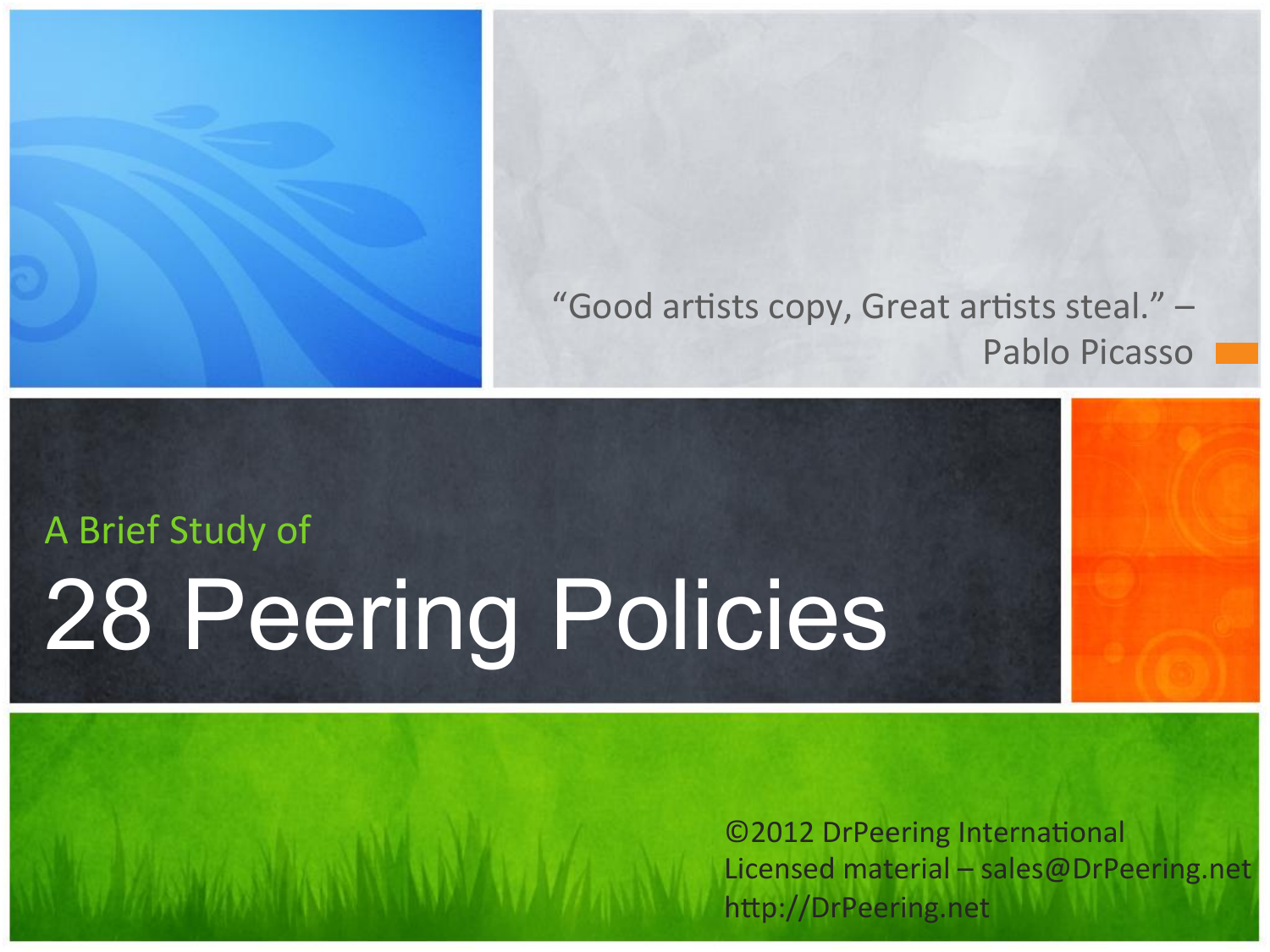"Good artists copy, Great artists steal." – Pablo Picasso

A Brief Study of

# 28 Peering Policies

©2012 DrPeering International
Licensed material – sales@DrPeering.net
http://DrPeering.net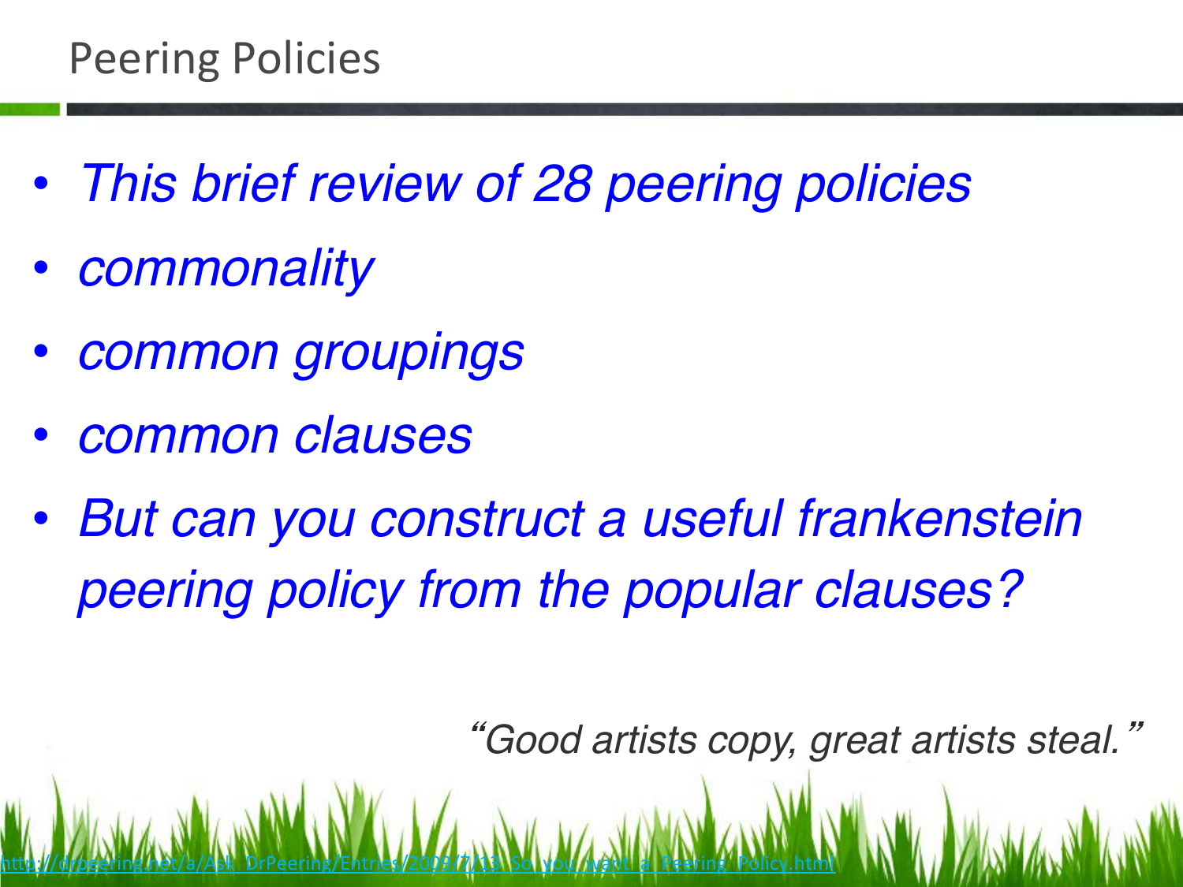# Peering Policies

- *This brief review of 28 peering policies*
- *commonality*
- *common groupings*
- *common clauses*
- *But can you construct a useful frankenstein peering policy from the popular clauses?*

*"Good artists copy, great artists steal."*

http://drpeering.net/a/Ask_DrPeering/Entries/2009/7/13_So_you_want_a_Peering_Policy.html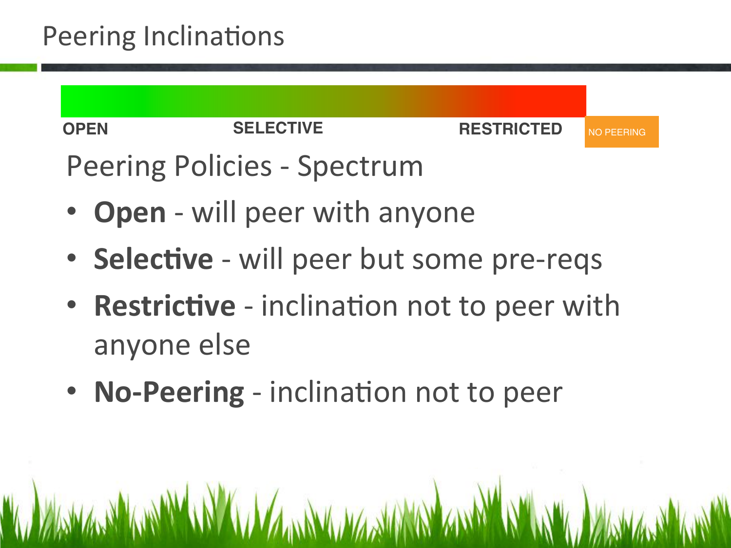# Peering Inclinations

OPEN SELECTIVE RESTRICTED NO PEERING

## Peering Policies - Spectrum

- **Open** - will peer with anyone
- **Selective** - will peer but some pre-reqs
- **Restrictive** - inclination not to peer with anyone else
- **No-Peering** - inclination not to peer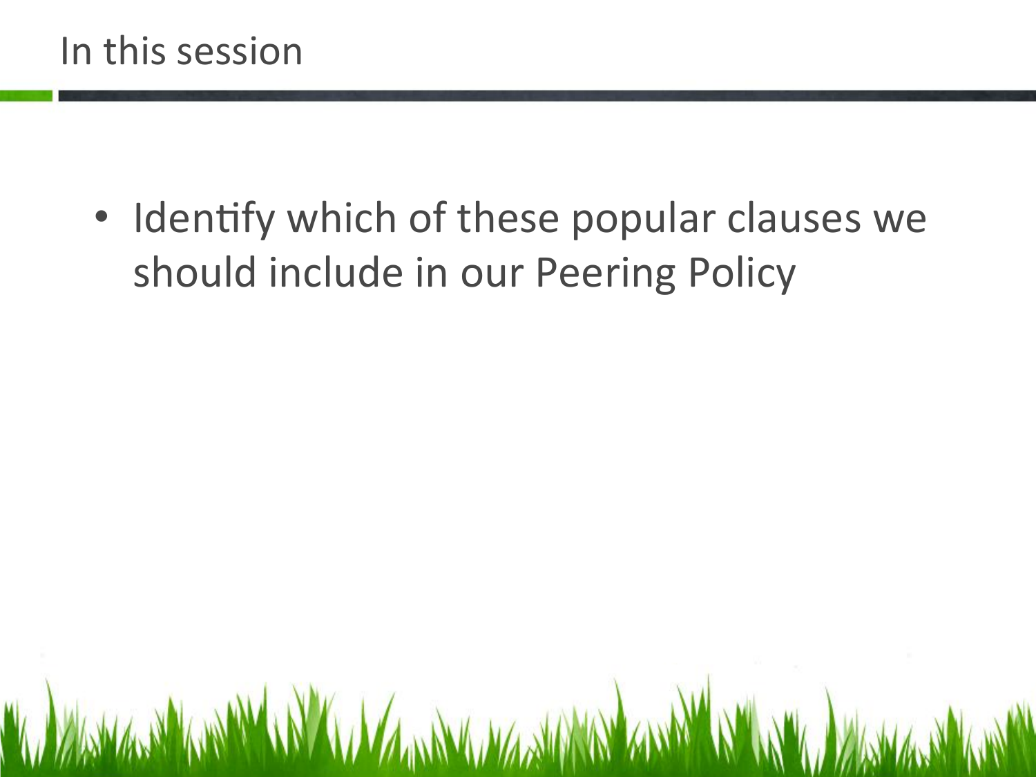# In this session

- Identify which of these popular clauses we should include in our Peering Policy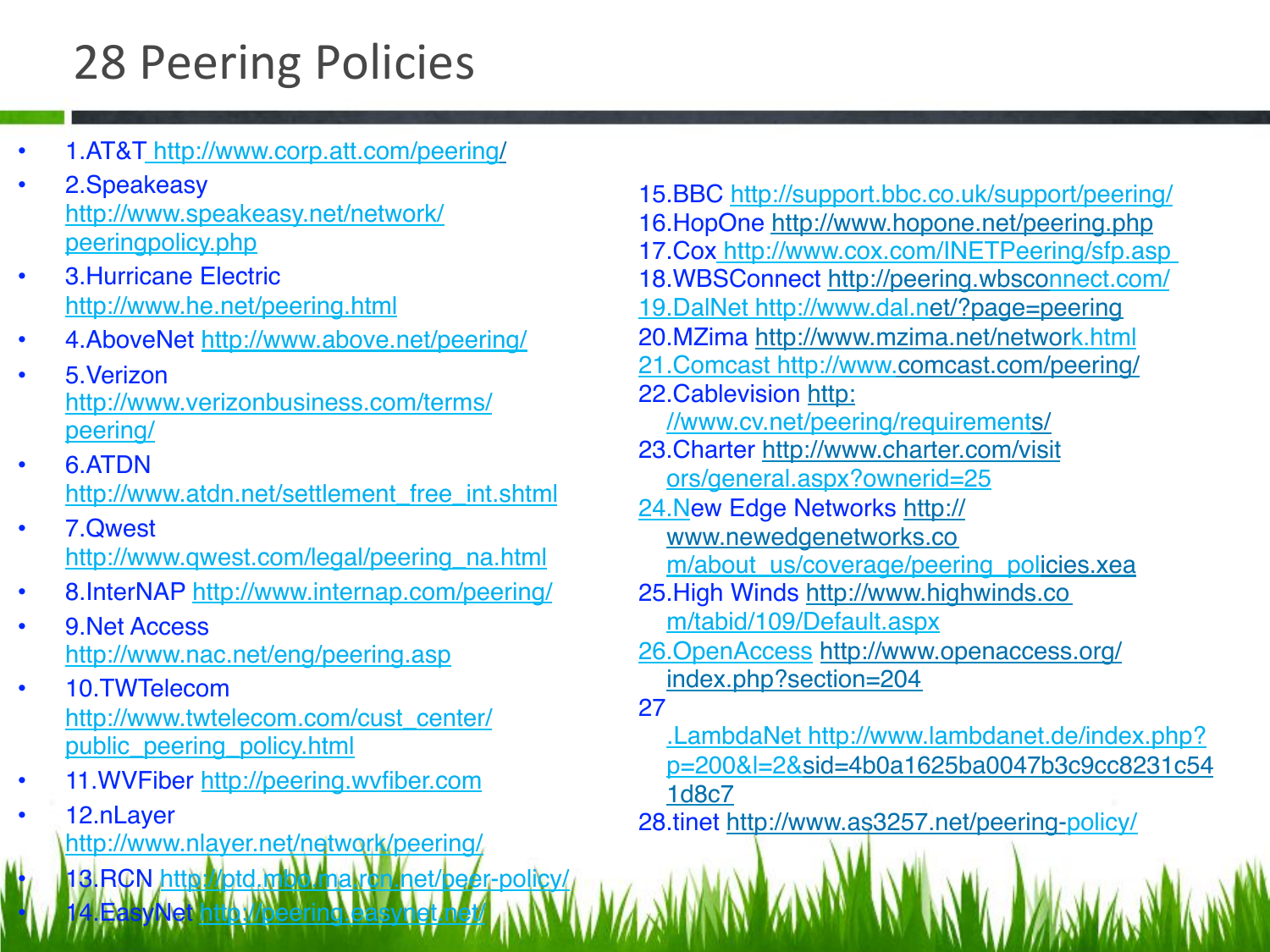# 28 Peering Policies

- 1.AT&T http://www.corp.att.com/peering/
- 2.Speakeasy http://www.speakeasy.net/network/peeringpolicy.php
- 3.Hurricane Electric http://www.he.net/peering.html
- 4.AboveNet http://www.above.net/peering/
- 5.Verizon http://www.verizonbusiness.com/terms/peering/
- 6.ATDN http://www.atdn.net/settlement_free_int.shtml
- 7.Qwest http://www.qwest.com/legal/peering_na.html
- 8.InterNAP http://www.internap.com/peering/
- 9.Net Access http://www.nac.net/eng/peering.asp
- 10.TWTelecom http://www.twtelecom.com/cust_center/public_peering_policy.html
- 11.WVFiber http://peering.wvfiber.com
- 12.nLayer http://www.nlayer.net/network/peering/
- 13.RCN http://ptd.mbo.ma.rcn.net/peer-policy/
- 14.EasyNet http://peering.easynet.net/

15.BBC http://support.bbc.co.uk/support/peering/
16.HopOne http://www.hopone.net/peering.php
17.Cox http://www.cox.com/INETPeering/sfp.asp
18.WBSConnect http://peering.wbsconnect.com/
19.DalNet http://www.dal.net/?page=peering
20.MZima http://www.mzima.net/network.html
21.Comcast http://www.comcast.com/peering/
22.Cablevision http://www.cv.net/peering/requirements/
23.Charter http://www.charter.com/visitors/general.aspx?ownerid=25
24.New Edge Networks http://www.newedgenetworks.com/about_us/coverage/peering_policies.xea
25.High Winds http://www.highwinds.com/tabid/109/Default.aspx
26.OpenAccess http://www.openaccess.org/index.php?section=204
27.LambdaNet http://www.lambdanet.de/index.php?p=200&l=2&sid=4b0a1625ba0047b3c9cc8231c541d8c7
28.tinet http://www.as3257.net/peering-policy/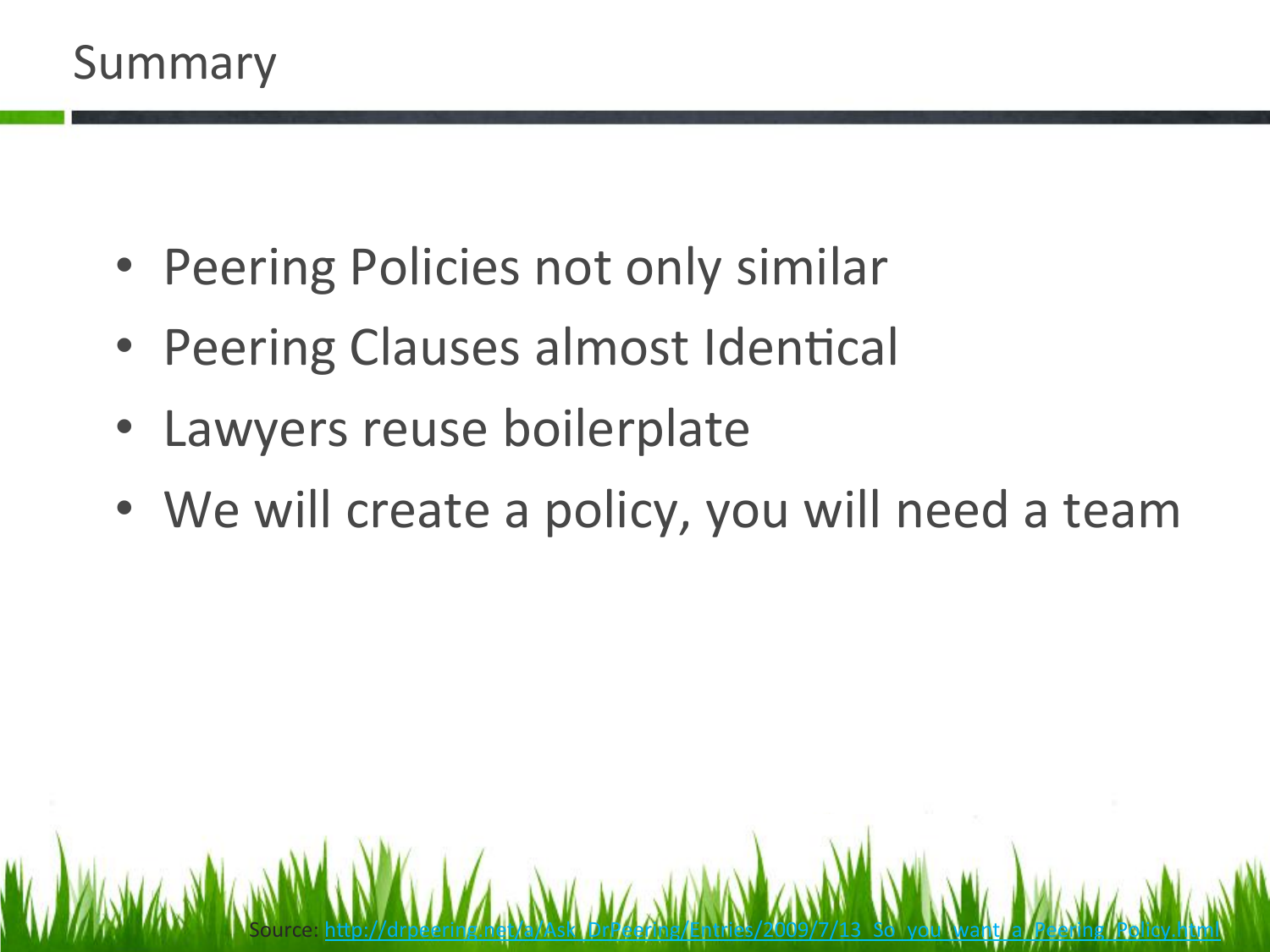# Summary

- Peering Policies not only similar
- Peering Clauses almost Identical
- Lawyers reuse boilerplate
- We will create a policy, you will need a team

Source: [http://drpeering.net/a/Ask_DrPeering/Entries/2009/7/13_So_you_want_a_Peering_Policy.html](http://drpeering.net/a/Ask_DrPeering/Entries/2009/7/13_So_you_want_a_Peering_Policy.html)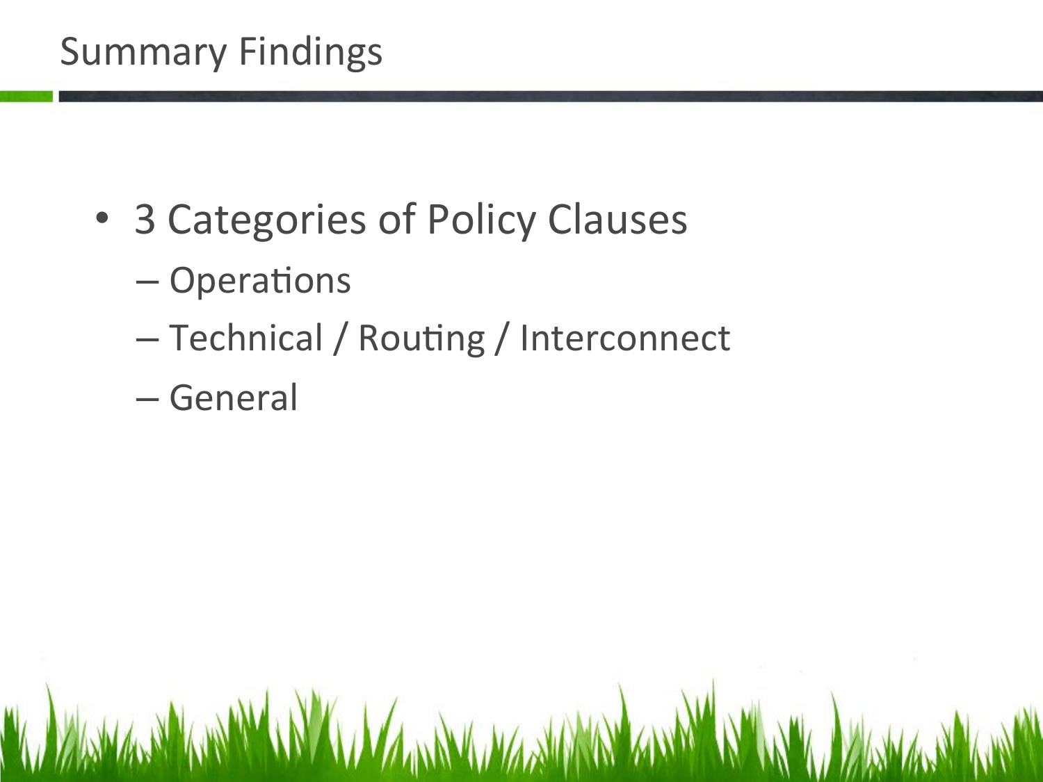# Summary Findings

- 3 Categories of Policy Clauses
  - Operations
  - Technical / Routing / Interconnect
  - General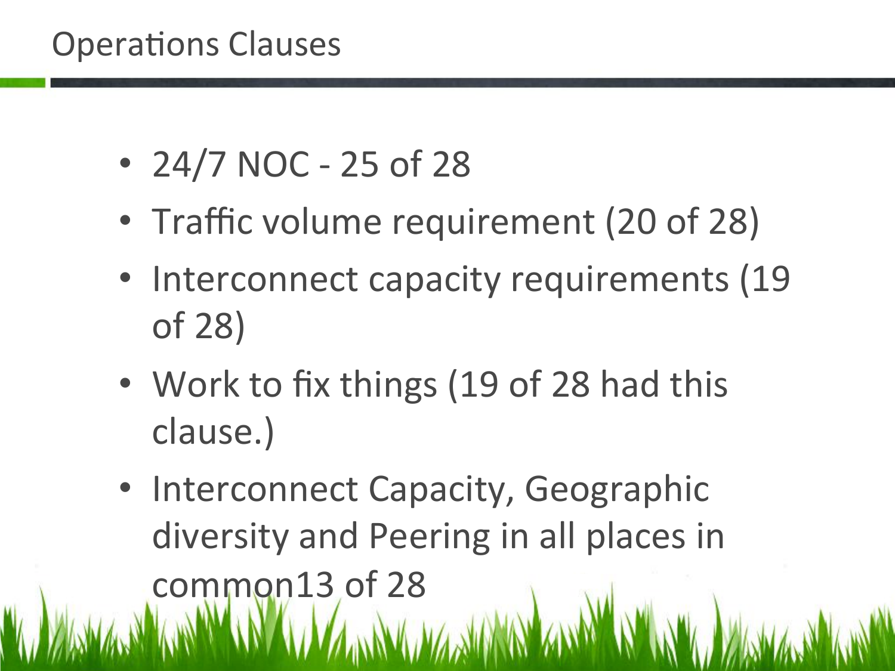# Operations Clauses

- 24/7 NOC - 25 of 28
- Traffic volume requirement (20 of 28)
- Interconnect capacity requirements (19 of 28)
- Work to fix things (19 of 28 had this clause.)
- Interconnect Capacity, Geographic diversity and Peering in all places in common13 of 28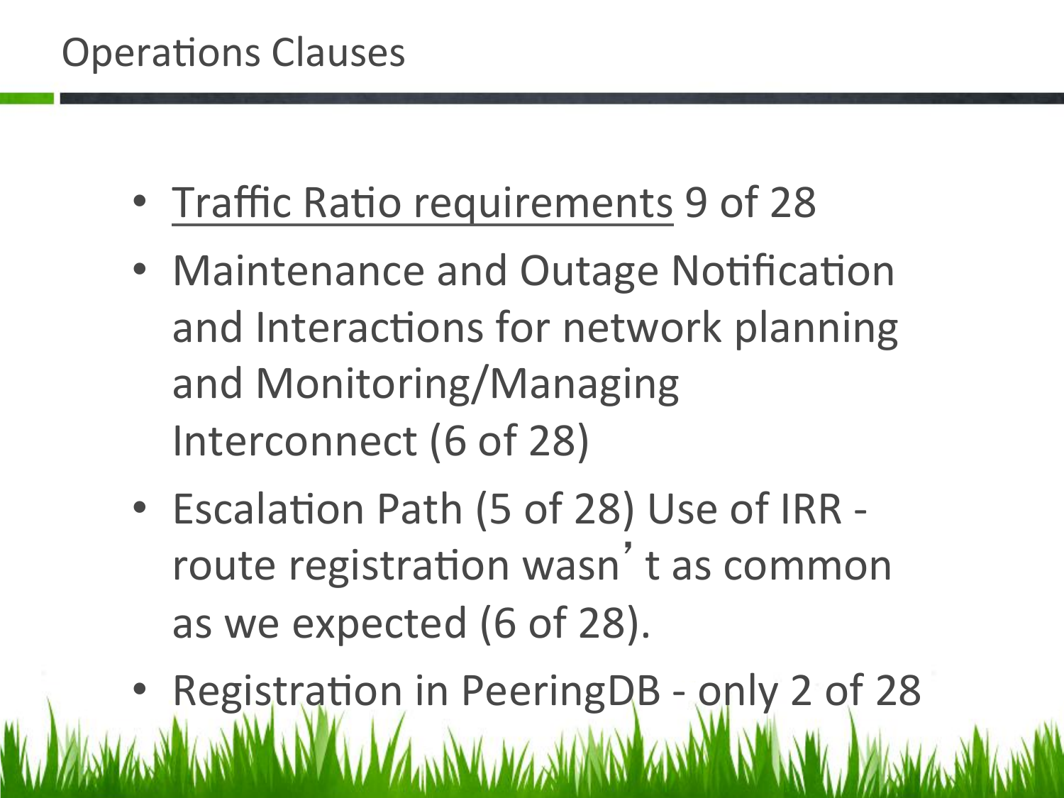# Operations Clauses

- Traffic Ratio requirements 9 of 28
- Maintenance and Outage Notification and Interactions for network planning and Monitoring/Managing Interconnect (6 of 28)
- Escalation Path (5 of 28) Use of IRR - route registration wasn't as common as we expected (6 of 28).
- Registration in PeeringDB - only 2 of 28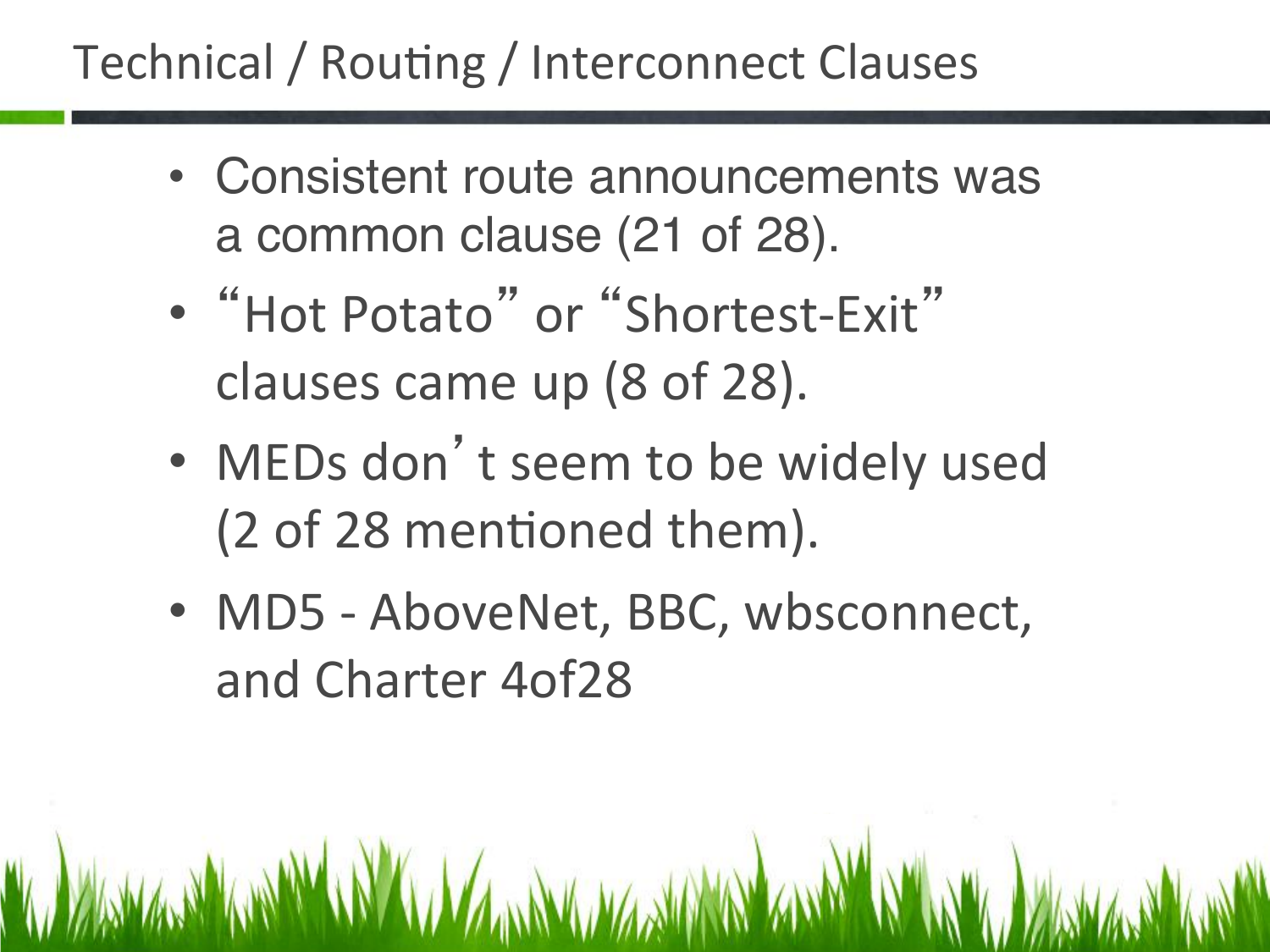# Technical / Routing / Interconnect Clauses

- Consistent route announcements was a common clause (21 of 28).
- "Hot Potato" or "Shortest-Exit" clauses came up (8 of 28).
- MEDs don't seem to be widely used (2 of 28 mentioned them).
- MD5 - AboveNet, BBC, wbsconnect, and Charter 4of28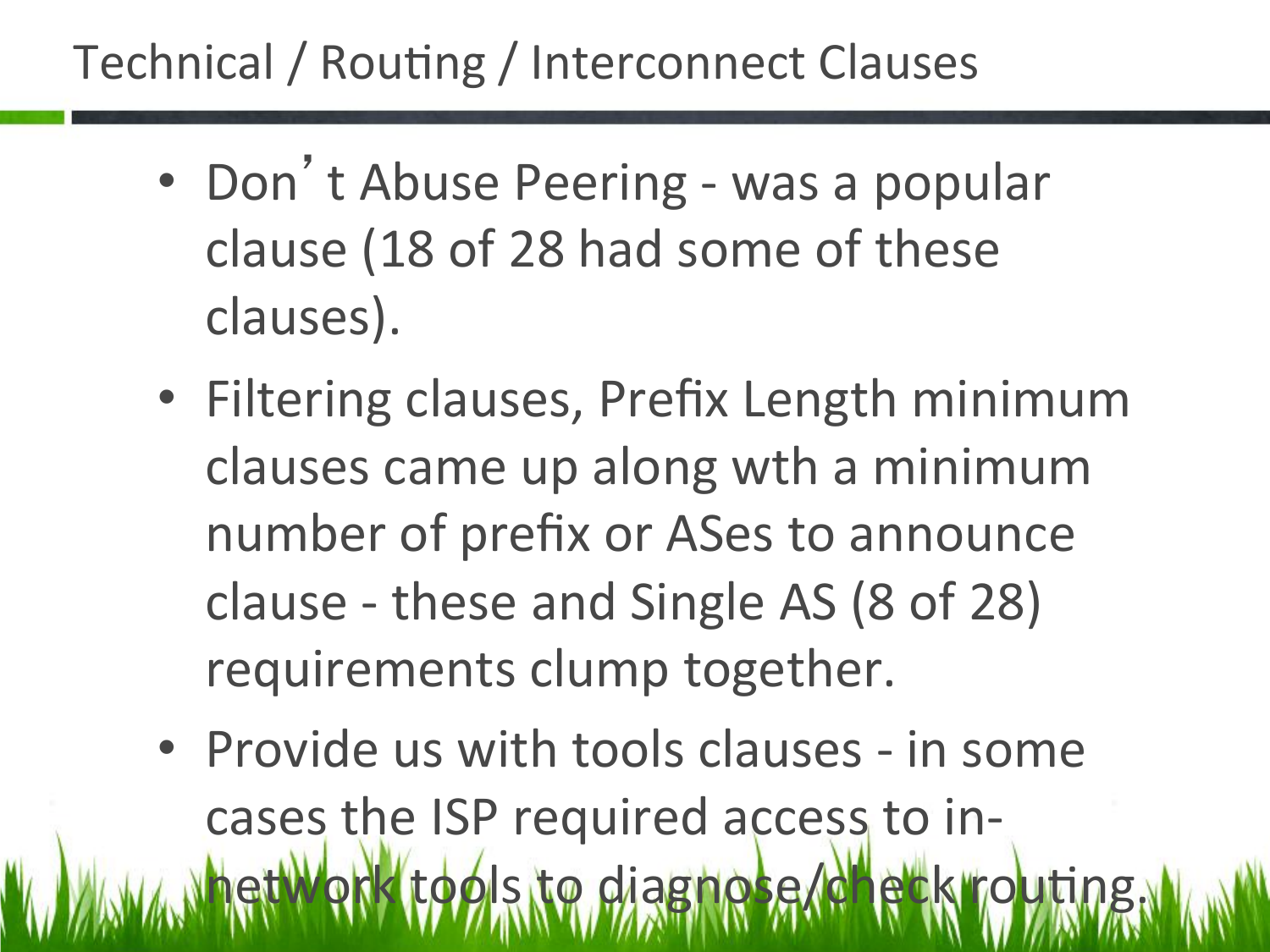# Technical / Routing / Interconnect Clauses

- Don't Abuse Peering - was a popular clause (18 of 28 had some of these clauses).
- Filtering clauses, Prefix Length minimum clauses came up along wth a minimum number of prefix or ASes to announce clause - these and Single AS (8 of 28) requirements clump together.
- Provide us with tools clauses - in some cases the ISP required access to in-network tools to diagnose/check routing.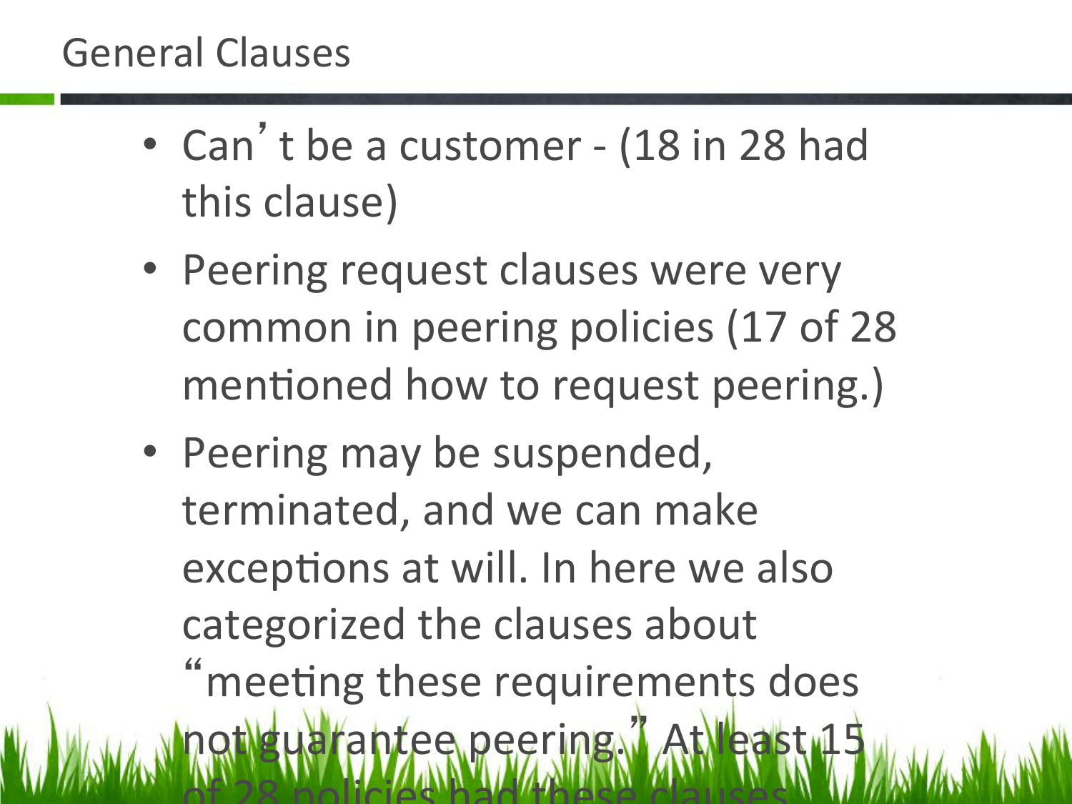# General Clauses

- Can't be a customer - (18 in 28 had this clause)
- Peering request clauses were very common in peering policies (17 of 28 mentioned how to request peering.)
- Peering may be suspended, terminated, and we can make exceptions at will. In here we also categorized the clauses about "meeting these requirements does not guarantee peering." At least 15 of 28 policies had these clauses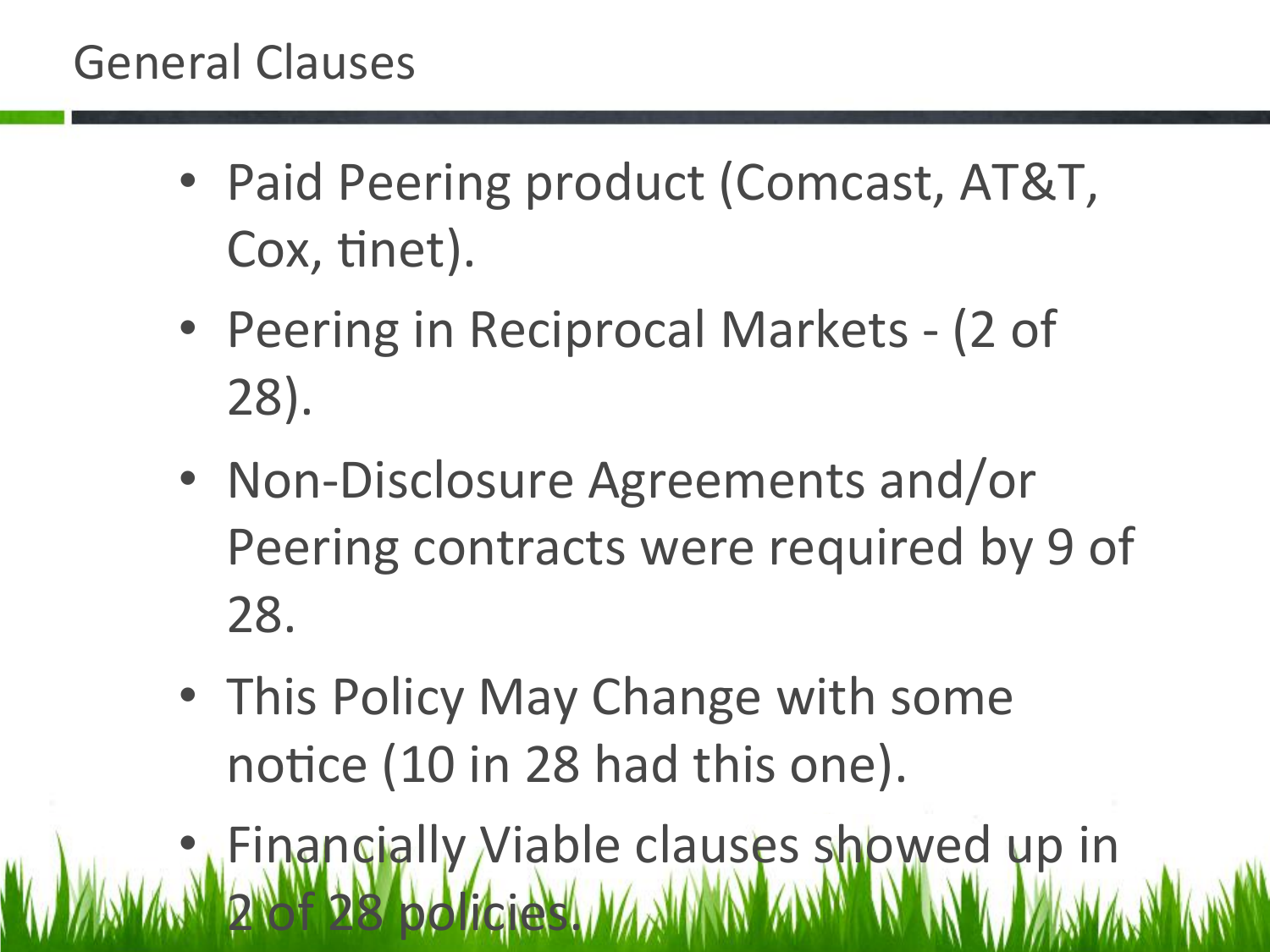# General Clauses

- Paid Peering product (Comcast, AT&T, Cox, tinet).
- Peering in Reciprocal Markets - (2 of 28).
- Non-Disclosure Agreements and/or Peering contracts were required by 9 of 28.
- This Policy May Change with some notice (10 in 28 had this one).
- Financially Viable clauses showed up in 2 of 28 policies.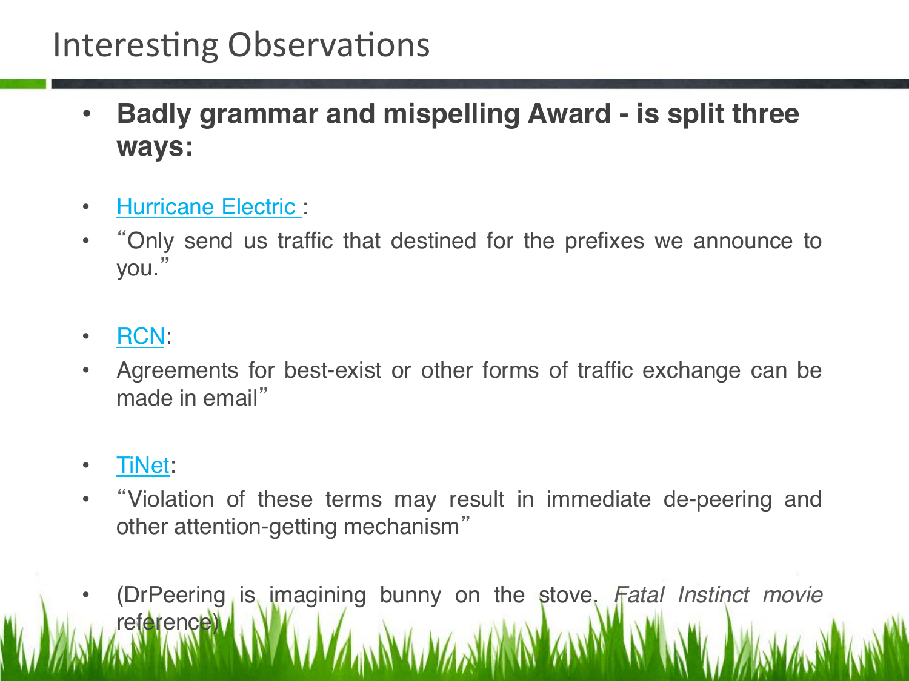# Interesting Observations

- **Badly grammar and mispelling Award - is split three ways:**
- Hurricane Electric :
- "Only send us traffic that destined for the prefixes we announce to you."
- RCN:
- Agreements for best-exist or other forms of traffic exchange can be made in email"
- TiNet:
- "Violation of these terms may result in immediate de-peering and other attention-getting mechanism"
- (DrPeering is imagining bunny on the stove. *Fatal Instinct movie* reference)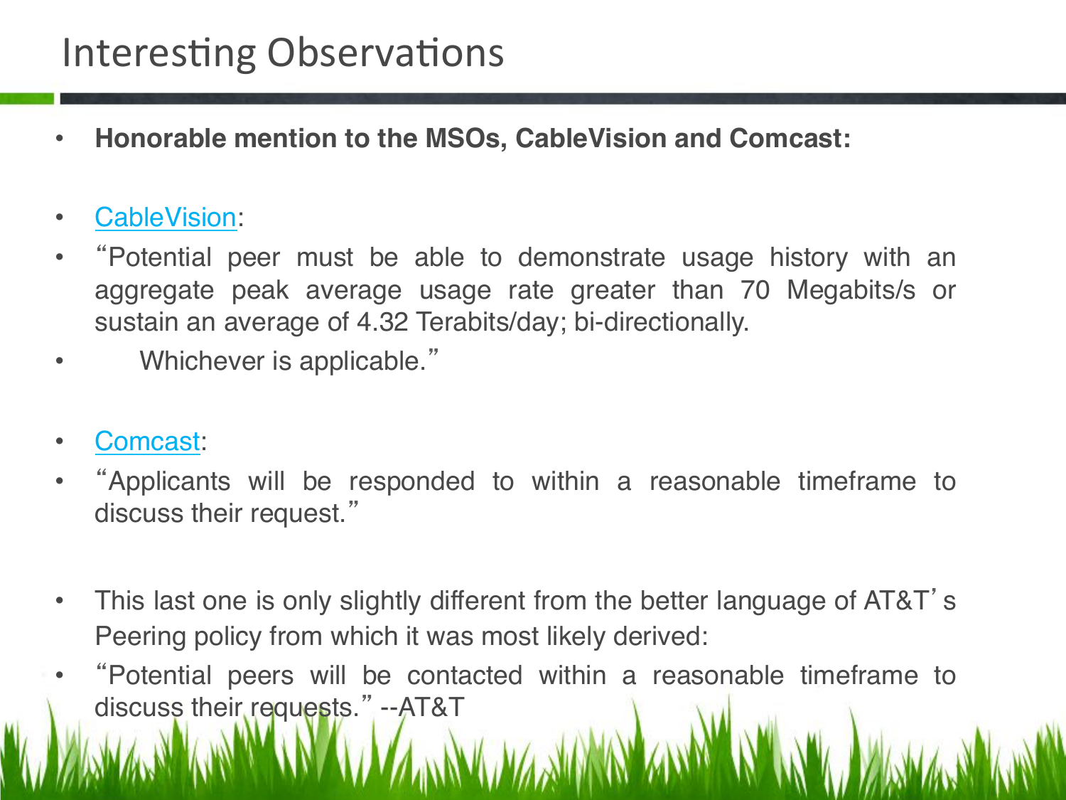# Interesting Observations

- **Honorable mention to the MSOs, CableVision and Comcast:**
- CableVision:
- "Potential peer must be able to demonstrate usage history with an aggregate peak average usage rate greater than 70 Megabits/s or sustain an average of 4.32 Terabits/day; bi-directionally.
- Whichever is applicable."
- Comcast:
- "Applicants will be responded to within a reasonable timeframe to discuss their request."
- This last one is only slightly different from the better language of AT&T's Peering policy from which it was most likely derived:
- "Potential peers will be contacted within a reasonable timeframe to discuss their requests." --AT&T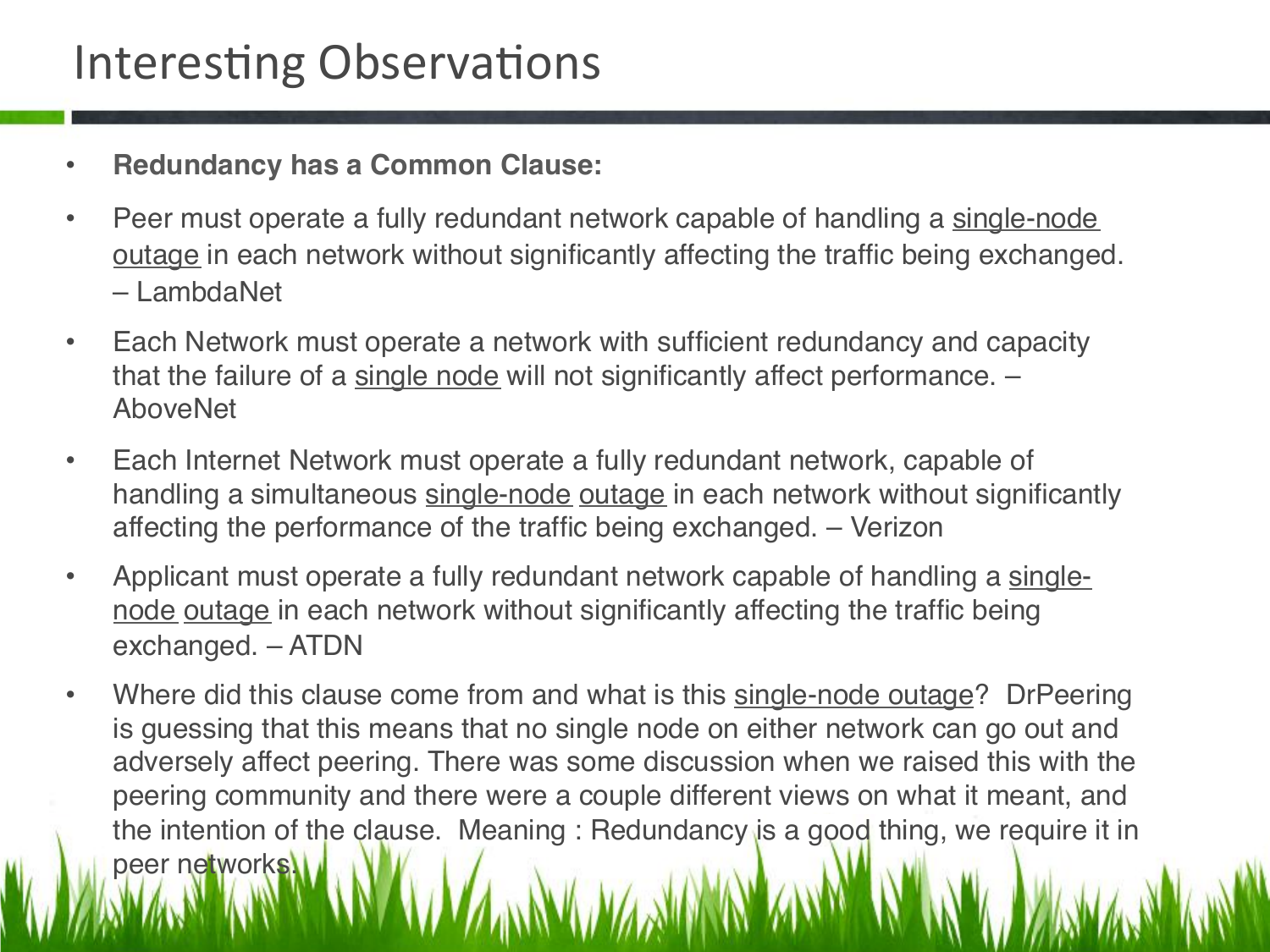# Interesting Observations

- **Redundancy has a Common Clause:**
- Peer must operate a fully redundant network capable of handling a single-node outage in each network without significantly affecting the traffic being exchanged. – LambdaNet
- Each Network must operate a network with sufficient redundancy and capacity that the failure of a single node will not significantly affect performance. – AboveNet
- Each Internet Network must operate a fully redundant network, capable of handling a simultaneous single-node outage in each network without significantly affecting the performance of the traffic being exchanged. – Verizon
- Applicant must operate a fully redundant network capable of handling a single-node outage in each network without significantly affecting the traffic being exchanged. – ATDN
- Where did this clause come from and what is this single-node outage? DrPeering is guessing that this means that no single node on either network can go out and adversely affect peering. There was some discussion when we raised this with the peering community and there were a couple different views on what it meant, and the intention of the clause. Meaning : Redundancy is a good thing, we require it in peer networks.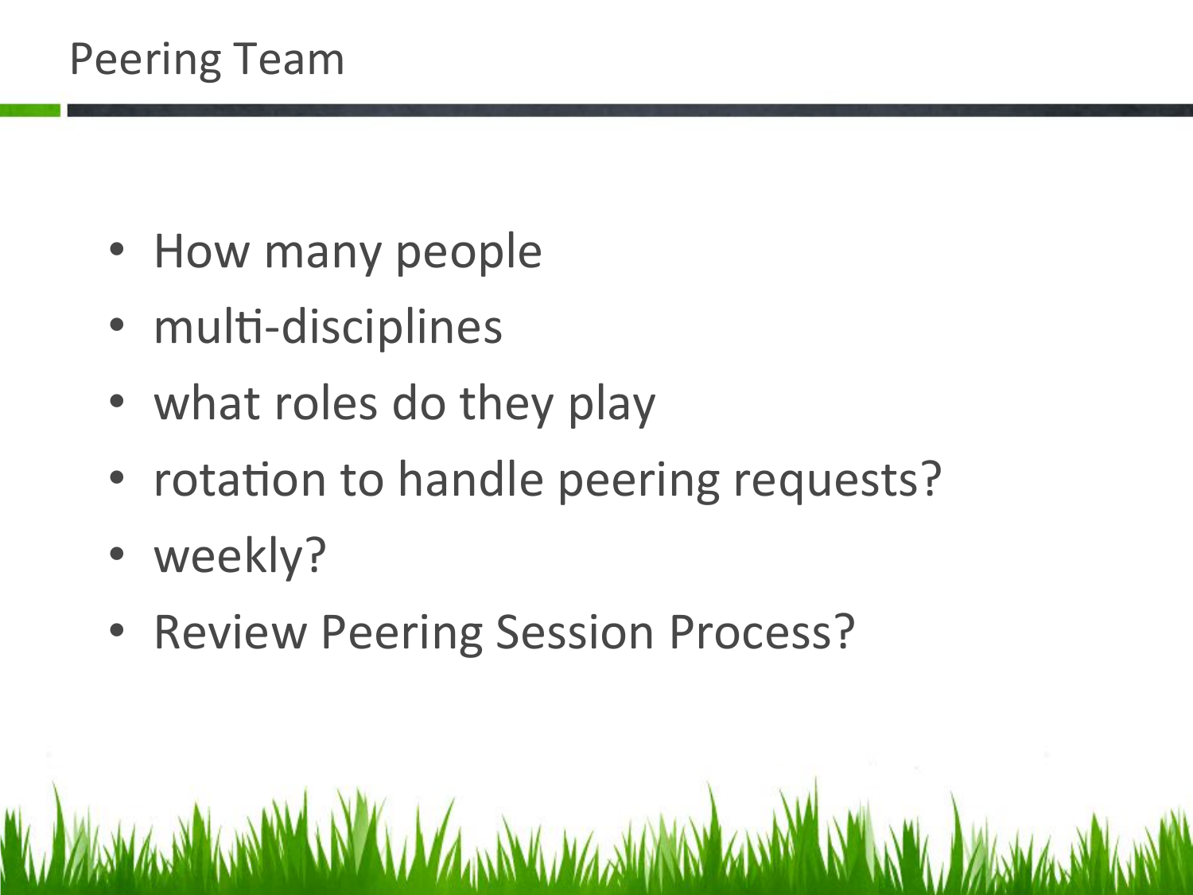# Peering Team

- How many people
- multi-disciplines
- what roles do they play
- rotation to handle peering requests?
- weekly?
- Review Peering Session Process?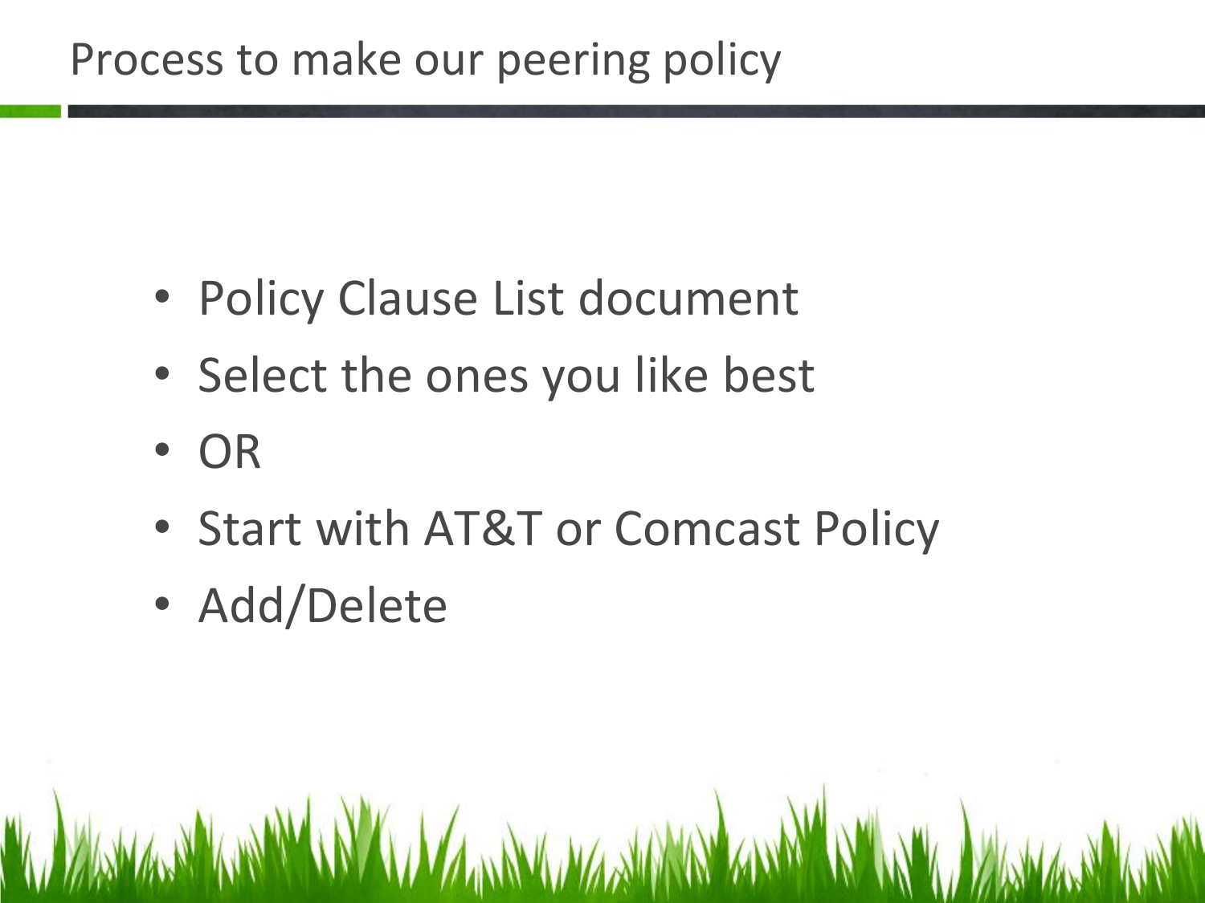# Process to make our peering policy

- Policy Clause List document
- Select the ones you like best
- OR
- Start with AT&T or Comcast Policy
- Add/Delete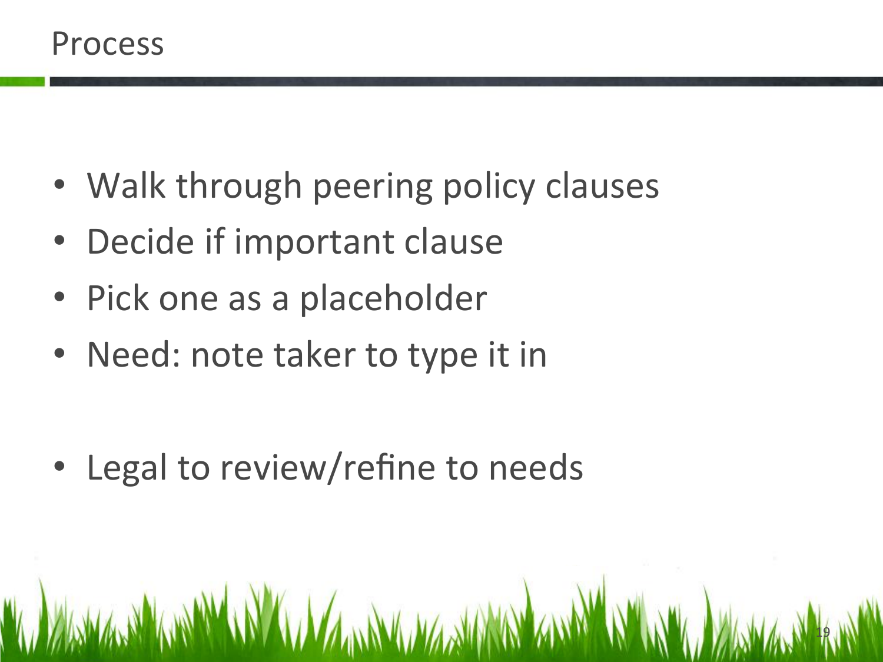# Process

- Walk through peering policy clauses
- Decide if important clause
- Pick one as a placeholder
- Need: note taker to type it in

- Legal to review/refine to needs